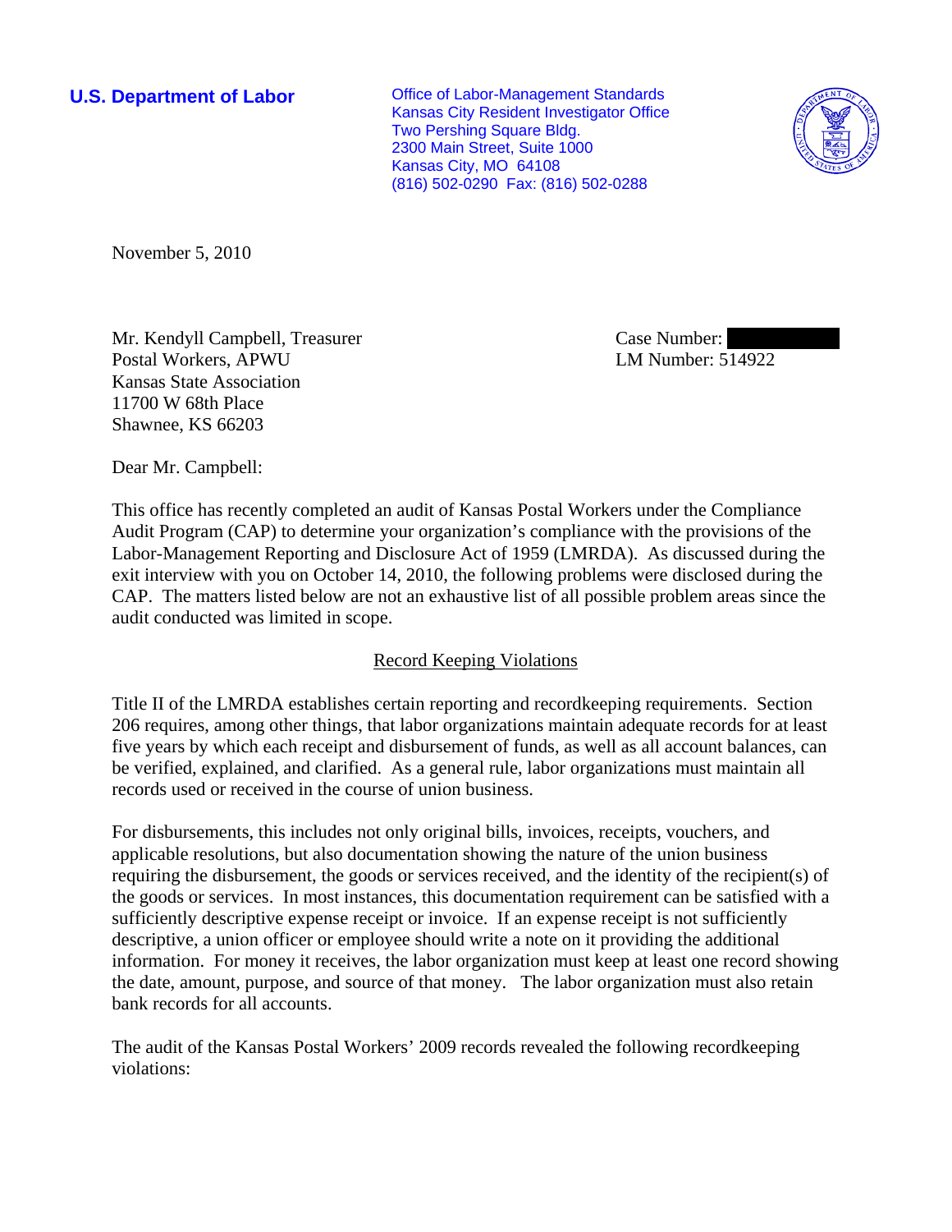**U.S. Department of Labor**

Office of Labor-Management Standards
Kansas City Resident Investigator Office
Two Pershing Square Bldg.
2300 Main Street, Suite 1000
Kansas City, MO 64108
(816) 502-0290 Fax: (816) 502-0288

November 5, 2010

Mr. Kendyll Campbell, Treasurer
Postal Workers, APWU
Kansas State Association
11700 W 68th Place
Shawnee, KS 66203

Case Number:
LM Number: 514922

Dear Mr. Campbell:

This office has recently completed an audit of Kansas Postal Workers under the Compliance Audit Program (CAP) to determine your organization's compliance with the provisions of the Labor-Management Reporting and Disclosure Act of 1959 (LMRDA). As discussed during the exit interview with you on October 14, 2010, the following problems were disclosed during the CAP. The matters listed below are not an exhaustive list of all possible problem areas since the audit conducted was limited in scope.

## Record Keeping Violations

Title II of the LMRDA establishes certain reporting and recordkeeping requirements. Section 206 requires, among other things, that labor organizations maintain adequate records for at least five years by which each receipt and disbursement of funds, as well as all account balances, can be verified, explained, and clarified. As a general rule, labor organizations must maintain all records used or received in the course of union business.

For disbursements, this includes not only original bills, invoices, receipts, vouchers, and applicable resolutions, but also documentation showing the nature of the union business requiring the disbursement, the goods or services received, and the identity of the recipient(s) of the goods or services. In most instances, this documentation requirement can be satisfied with a sufficiently descriptive expense receipt or invoice. If an expense receipt is not sufficiently descriptive, a union officer or employee should write a note on it providing the additional information. For money it receives, the labor organization must keep at least one record showing the date, amount, purpose, and source of that money. The labor organization must also retain bank records for all accounts.

The audit of the Kansas Postal Workers' 2009 records revealed the following recordkeeping violations: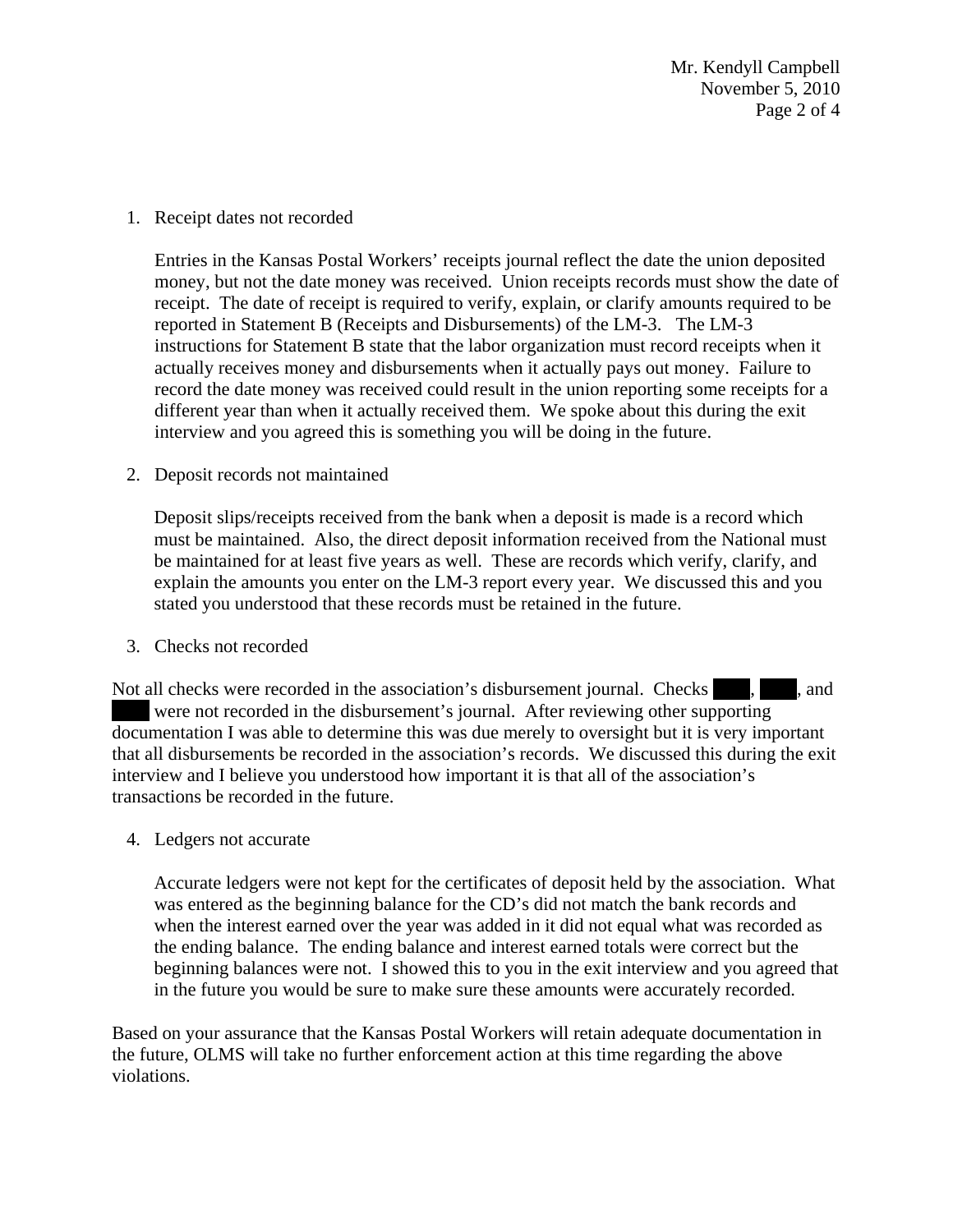1. Receipt dates not recorded

   Entries in the Kansas Postal Workers' receipts journal reflect the date the union deposited money, but not the date money was received. Union receipts records must show the date of receipt. The date of receipt is required to verify, explain, or clarify amounts required to be reported in Statement B (Receipts and Disbursements) of the LM-3. The LM-3 instructions for Statement B state that the labor organization must record receipts when it actually receives money and disbursements when it actually pays out money. Failure to record the date money was received could result in the union reporting some receipts for a different year than when it actually received them. We spoke about this during the exit interview and you agreed this is something you will be doing in the future.

2. Deposit records not maintained

   Deposit slips/receipts received from the bank when a deposit is made is a record which must be maintained. Also, the direct deposit information received from the National must be maintained for at least five years as well. These are records which verify, clarify, and explain the amounts you enter on the LM-3 report every year. We discussed this and you stated you understood that these records must be retained in the future.

3. Checks not recorded

Not all checks were recorded in the association's disbursement journal. Checks ████, ████, and ████ were not recorded in the disbursement's journal. After reviewing other supporting documentation I was able to determine this was due merely to oversight but it is very important that all disbursements be recorded in the association's records. We discussed this during the exit interview and I believe you understood how important it is that all of the association's transactions be recorded in the future.

4. Ledgers not accurate

   Accurate ledgers were not kept for the certificates of deposit held by the association. What was entered as the beginning balance for the CD's did not match the bank records and when the interest earned over the year was added in it did not equal what was recorded as the ending balance. The ending balance and interest earned totals were correct but the beginning balances were not. I showed this to you in the exit interview and you agreed that in the future you would be sure to make sure these amounts were accurately recorded.

Based on your assurance that the Kansas Postal Workers will retain adequate documentation in the future, OLMS will take no further enforcement action at this time regarding the above violations.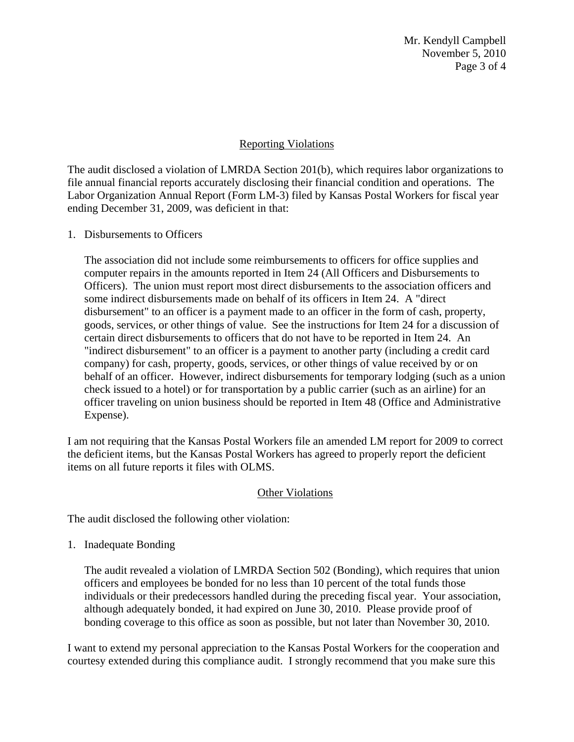## Reporting Violations

The audit disclosed a violation of LMRDA Section 201(b), which requires labor organizations to file annual financial reports accurately disclosing their financial condition and operations. The Labor Organization Annual Report (Form LM-3) filed by Kansas Postal Workers for fiscal year ending December 31, 2009, was deficient in that:

1. Disbursements to Officers

   The association did not include some reimbursements to officers for office supplies and computer repairs in the amounts reported in Item 24 (All Officers and Disbursements to Officers). The union must report most direct disbursements to the association officers and some indirect disbursements made on behalf of its officers in Item 24. A "direct disbursement" to an officer is a payment made to an officer in the form of cash, property, goods, services, or other things of value. See the instructions for Item 24 for a discussion of certain direct disbursements to officers that do not have to be reported in Item 24. An "indirect disbursement" to an officer is a payment to another party (including a credit card company) for cash, property, goods, services, or other things of value received by or on behalf of an officer. However, indirect disbursements for temporary lodging (such as a union check issued to a hotel) or for transportation by a public carrier (such as an airline) for an officer traveling on union business should be reported in Item 48 (Office and Administrative Expense).

I am not requiring that the Kansas Postal Workers file an amended LM report for 2009 to correct the deficient items, but the Kansas Postal Workers has agreed to properly report the deficient items on all future reports it files with OLMS.

## Other Violations

The audit disclosed the following other violation:

1. Inadequate Bonding

   The audit revealed a violation of LMRDA Section 502 (Bonding), which requires that union officers and employees be bonded for no less than 10 percent of the total funds those individuals or their predecessors handled during the preceding fiscal year. Your association, although adequately bonded, it had expired on June 30, 2010. Please provide proof of bonding coverage to this office as soon as possible, but not later than November 30, 2010.

I want to extend my personal appreciation to the Kansas Postal Workers for the cooperation and courtesy extended during this compliance audit. I strongly recommend that you make sure this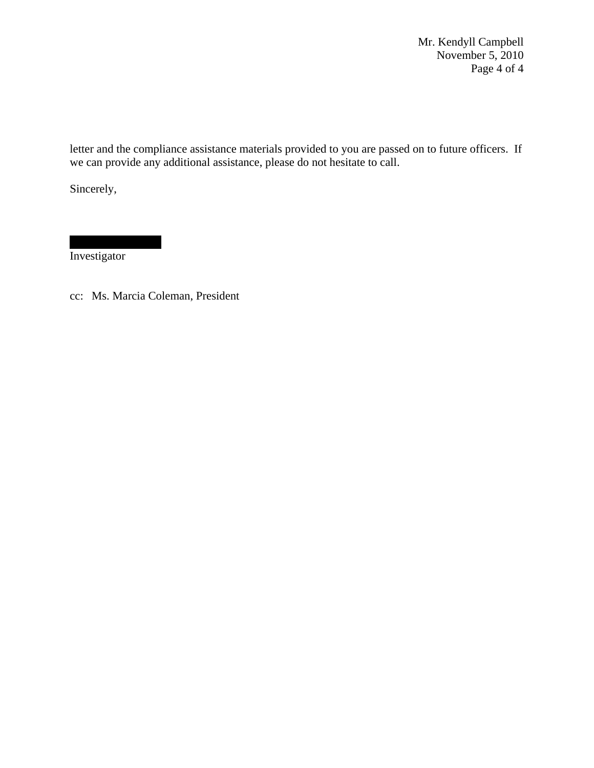letter and the compliance assistance materials provided to you are passed on to future officers. If we can provide any additional assistance, please do not hesitate to call.

Sincerely,

Investigator

cc: Ms. Marcia Coleman, President